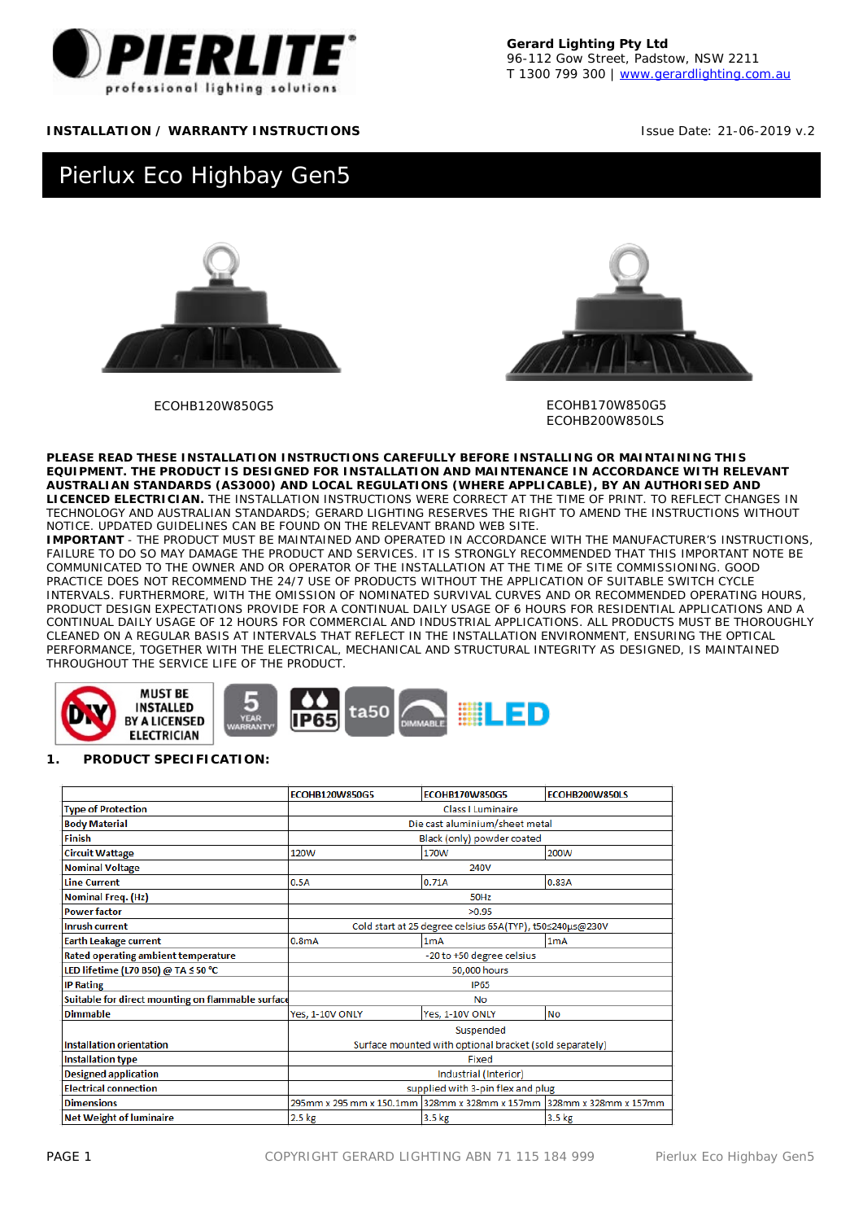**Gerard Lighting Pty Ltd**
96-112 Gow Street, Padstow, NSW 2211
T 1300 799 300 | www.gerardlighting.com.au

**INSTALLATION / WARRANTY INSTRUCTIONS**

Issue Date: 21-06-2019 v.2

# Pierlux Eco Highbay Gen5

ECOHB120W850G5

ECOHB170W850G5
ECOHB200W850LS

**PLEASE READ THESE INSTALLATION INSTRUCTIONS CAREFULLY BEFORE INSTALLING OR MAINTAINING THIS EQUIPMENT. THE PRODUCT IS DESIGNED FOR INSTALLATION AND MAINTENANCE IN ACCORDANCE WITH RELEVANT AUSTRALIAN STANDARDS (AS3000) AND LOCAL REGULATIONS (WHERE APPLICABLE), BY AN AUTHORISED AND LICENCED ELECTRICIAN.** THE INSTALLATION INSTRUCTIONS WERE CORRECT AT THE TIME OF PRINT. TO REFLECT CHANGES IN TECHNOLOGY AND AUSTRALIAN STANDARDS; GERARD LIGHTING RESERVES THE RIGHT TO AMEND THE INSTRUCTIONS WITHOUT NOTICE. UPDATED GUIDELINES CAN BE FOUND ON THE RELEVANT BRAND WEB SITE.

**IMPORTANT** - THE PRODUCT MUST BE MAINTAINED AND OPERATED IN ACCORDANCE WITH THE MANUFACTURER'S INSTRUCTIONS, FAILURE TO DO SO MAY DAMAGE THE PRODUCT AND SERVICES. IT IS STRONGLY RECOMMENDED THAT THIS IMPORTANT NOTE BE COMMUNICATED TO THE OWNER AND OR OPERATOR OF THE INSTALLATION AT THE TIME OF SITE COMMISSIONING. GOOD PRACTICE DOES NOT RECOMMEND THE 24/7 USE OF PRODUCTS WITHOUT THE APPLICATION OF SUITABLE SWITCH CYCLE INTERVALS. FURTHERMORE, WITH THE OMISSION OF NOMINATED SURVIVAL CURVES AND OR RECOMMENDED OPERATING HOURS, PRODUCT DESIGN EXPECTATIONS PROVIDE FOR A CONTINUAL DAILY USAGE OF 6 HOURS FOR RESIDENTIAL APPLICATIONS AND A CONTINUAL DAILY USAGE OF 12 HOURS FOR COMMERCIAL AND INDUSTRIAL APPLICATIONS. ALL PRODUCTS MUST BE THOROUGHLY CLEANED ON A REGULAR BASIS AT INTERVALS THAT REFLECT IN THE INSTALLATION ENVIRONMENT, ENSURING THE OPTICAL PERFORMANCE, TOGETHER WITH THE ELECTRICAL, MECHANICAL AND STRUCTURAL INTEGRITY AS DESIGNED, IS MAINTAINED THROUGHOUT THE SERVICE LIFE OF THE PRODUCT.

DIY — MUST BE INSTALLED BY A LICENSED ELECTRICIAN | 5 YEAR WARRANTY* | IP65 | ta50 | DIMMABLE | LED

## 1. PRODUCT SPECIFICATION:

| | ECOHB120W850G5 | ECOHB170W850G5 | ECOHB200W850LS |
|---|---|---|---|
| **Type of Protection** | Class I Luminaire | | |
| **Body Material** | Die cast aluminium/sheet metal | | |
| **Finish** | Black (only) powder coated | | |
| **Circuit Wattage** | 120W | 170W | 200W |
| **Nominal Voltage** | 240V | | |
| **Line Current** | 0.5A | 0.71A | 0.83A |
| **Nominal Freq. (Hz)** | 50Hz | | |
| **Power factor** | >0.95 | | |
| **Inrush current** | Cold start at 25 degree celsius 65A(TYP), t50≤240µs@230V | | |
| **Earth Leakage current** | 0.8mA | 1mA | 1mA |
| **Rated operating ambient temperature** | -20 to +50 degree celsius | | |
| **LED lifetime (L70 B50) @ TA ≤ 50 °C** | 50,000 hours | | |
| **IP Rating** | IP65 | | |
| **Suitable for direct mounting on flammable surface** | No | | |
| **Dimmable** | Yes, 1-10V ONLY | Yes, 1-10V ONLY | No |
| **Installation orientation** | Suspended<br>Surface mounted with optional bracket (sold separately) | | |
| **Installation type** | Fixed | | |
| **Designed application** | Industrial (Interior) | | |
| **Electrical connection** | supplied with 3-pin flex and plug | | |
| **Dimensions** | 295mm x 295 mm x 150.1mm | 328mm x 328mm x 157mm | 328mm x 328mm x 157mm |
| **Net Weight of luminaire** | 2.5 kg | 3.5 kg | 3.5 kg |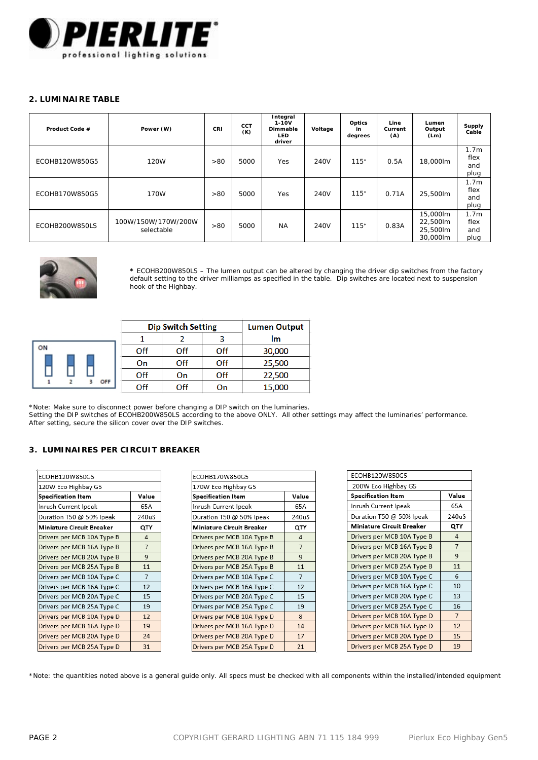## 2. LUMINAIRE TABLE

| Product Code # | Power (W) | CRI | CCT (K) | Integral 1-10V Dimmable LED driver | Voltage | Optics in degrees | Line Current (A) | Lumen Output (Lm) | Supply Cable |
|---|---|---|---|---|---|---|---|---|---|
| ECOHB120W850G5 | 120W | >80 | 5000 | Yes | 240V | 115° | 0.5A | 18,000lm | 1.7m flex and plug |
| ECOHB170W850G5 | 170W | >80 | 5000 | Yes | 240V | 115° | 0.71A | 25,500lm | 1.7m flex and plug |
| ECOHB200W850LS | 100W/150W/170W/200W selectable | >80 | 5000 | NA | 240V | 115° | 0.83A | 15,000lm 22,500lm 25,500lm 30,000lm | 1.7m flex and plug |

\* ECOHB200W850LS – The lumen output can be altered by changing the driver dip switches from the factory default setting to the driver milliamps as specified in the table. Dip switches are located next to suspension hook of the Highbay.

| Dip Switch Setting | | | Lumen Output |
|---|---|---|---|
| 1 | 2 | 3 | lm |
| Off | Off | Off | 30,000 |
| On | Off | Off | 25,500 |
| Off | On | Off | 22,500 |
| Off | Off | On | 15,000 |

\*Note: Make sure to disconnect power before changing a DIP switch on the luminaries.
Setting the DIP switches of ECOHB200W850LS according to the above ONLY. All other settings may affect the luminaries' performance.
After setting, secure the silicon cover over the DIP switches.

## 3. LUMINAIRES PER CIRCUIT BREAKER

| ECOHB120W850G5 | |
|---|---|
| 120W Eco Highbay G5 | |
| **Specification Item** | **Value** |
| Inrush Current Ipeak | 65A |
| Duration T50 @ 50% Ipeak | 240uS |
| **Miniature Circuit Breaker** | **QTY** |
| Drivers per MCB 10A Type B | 4 |
| Drivers per MCB 16A Type B | 7 |
| Drivers per MCB 20A Type B | 9 |
| Drivers per MCB 25A Type B | 11 |
| Drivers per MCB 10A Type C | 7 |
| Drivers per MCB 16A Type C | 12 |
| Drivers per MCB 20A Type C | 15 |
| Drivers per MCB 25A Type C | 19 |
| Drivers per MCB 10A Type D | 12 |
| Drivers per MCB 16A Type D | 19 |
| Drivers per MCB 20A Type D | 24 |
| Drivers per MCB 25A Type D | 31 |

| ECOHB170W850G5 | |
|---|---|
| 170W Eco Highbay G5 | |
| **Specification Item** | **Value** |
| Inrush Current Ipeak | 65A |
| Duration T50 @ 50% Ipeak | 240uS |
| **Miniature Circuit Breaker** | **QTY** |
| Drivers per MCB 10A Type B | 4 |
| Drivers per MCB 16A Type B | 7 |
| Drivers per MCB 20A Type B | 9 |
| Drivers per MCB 25A Type B | 11 |
| Drivers per MCB 10A Type C | 7 |
| Drivers per MCB 16A Type C | 12 |
| Drivers per MCB 20A Type C | 15 |
| Drivers per MCB 25A Type C | 19 |
| Drivers per MCB 10A Type D | 8 |
| Drivers per MCB 16A Type D | 14 |
| Drivers per MCB 20A Type D | 17 |
| Drivers per MCB 25A Type D | 21 |

| ECOHB120W850G5 | |
|---|---|
| 200W Eco Highbay G5 | |
| **Specification Item** | **Value** |
| Inrush Current Ipeak | 65A |
| Duration T50 @ 50% Ipeak | 240uS |
| **Miniature Circuit Breaker** | **QTY** |
| Drivers per MCB 10A Type B | 4 |
| Drivers per MCB 16A Type B | 7 |
| Drivers per MCB 20A Type B | 9 |
| Drivers per MCB 25A Type B | 11 |
| Drivers per MCB 10A Type C | 6 |
| Drivers per MCB 16A Type C | 10 |
| Drivers per MCB 20A Type C | 13 |
| Drivers per MCB 25A Type C | 16 |
| Drivers per MCB 10A Type D | 7 |
| Drivers per MCB 16A Type D | 12 |
| Drivers per MCB 20A Type D | 15 |
| Drivers per MCB 25A Type D | 19 |

\*Note: the quantities noted above is a general guide only. All specs must be checked with all components within the installed/intended equipment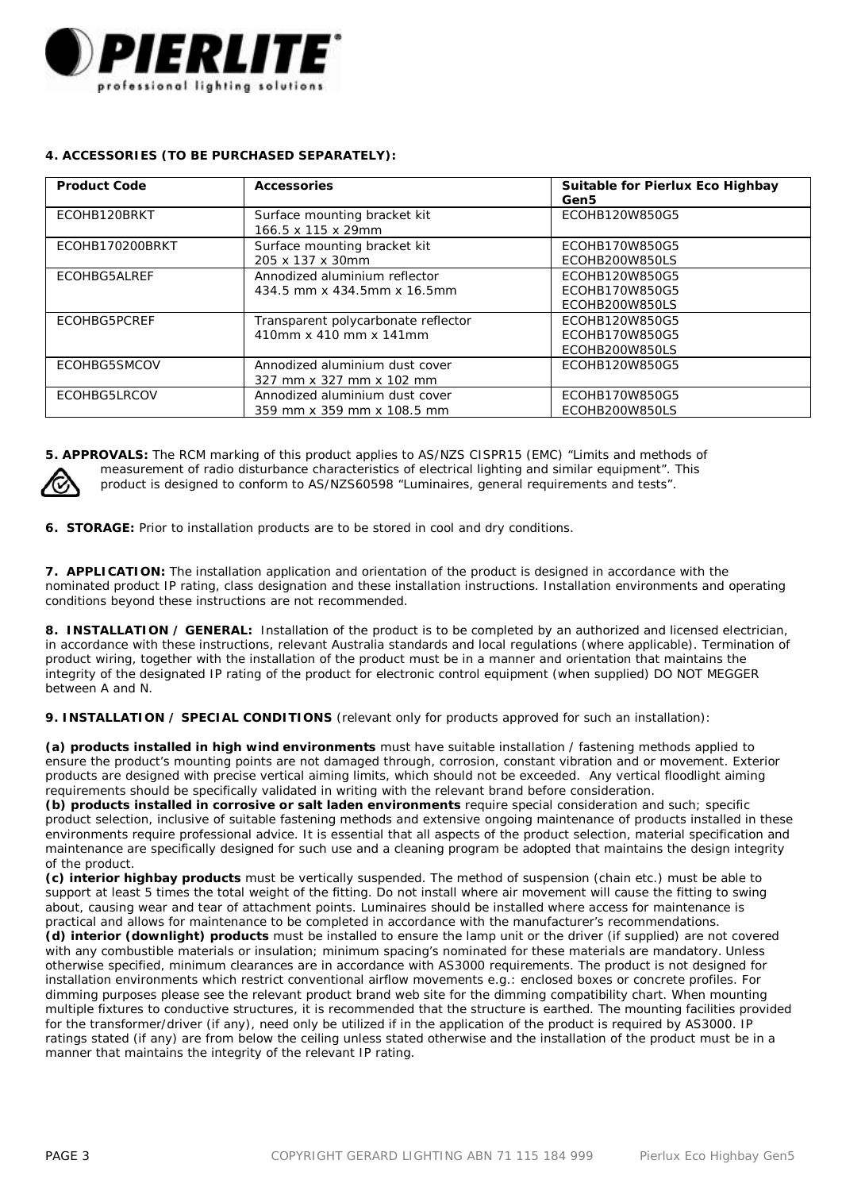#### 4. ACCESSORIES (TO BE PURCHASED SEPARATELY):

| Product Code | Accessories | Suitable for Pierlux Eco Highbay Gen5 |
|---|---|---|
| ECOHB120BRKT | Surface mounting bracket kit<br>166.5 x 115 x 29mm | ECOHB120W850G5 |
| ECOHB170200BRKT | Surface mounting bracket kit<br>205 x 137 x 30mm | ECOHB170W850G5<br>ECOHB200W850LS |
| ECOHBG5ALREF | Annodized aluminium reflector<br>434.5 mm x 434.5mm x 16.5mm | ECOHB120W850G5<br>ECOHB170W850G5<br>ECOHB200W850LS |
| ECOHBG5PCREF | Transparent polycarbonate reflector<br>410mm x 410 mm x 141mm | ECOHB120W850G5<br>ECOHB170W850G5<br>ECOHB200W850LS |
| ECOHBG5SMCOV | Annodized aluminium dust cover<br>327 mm x 327 mm x 102 mm | ECOHB120W850G5 |
| ECOHBG5LRCOV | Annodized aluminium dust cover<br>359 mm x 359 mm x 108.5 mm | ECOHB170W850G5<br>ECOHB200W850LS |

**5. APPROVALS:** The RCM marking of this product applies to AS/NZS CISPR15 (EMC) "Limits and methods of measurement of radio disturbance characteristics of electrical lighting and similar equipment". This product is designed to conform to AS/NZS60598 "Luminaires, general requirements and tests".

**6. STORAGE:** Prior to installation products are to be stored in cool and dry conditions.

**7. APPLICATION:** The installation application and orientation of the product is designed in accordance with the nominated product IP rating, class designation and these installation instructions. Installation environments and operating conditions beyond these instructions are not recommended.

**8. INSTALLATION / GENERAL:** Installation of the product is to be completed by an authorized and licensed electrician, in accordance with these instructions, relevant Australia standards and local regulations (where applicable). Termination of product wiring, together with the installation of the product must be in a manner and orientation that maintains the integrity of the designated IP rating of the product for electronic control equipment (when supplied) DO NOT MEGGER between A and N.

**9. INSTALLATION / SPECIAL CONDITIONS** (relevant only for products approved for such an installation):

**(a) products installed in high wind environments** must have suitable installation / fastening methods applied to ensure the product's mounting points are not damaged through, corrosion, constant vibration and or movement. Exterior products are designed with precise vertical aiming limits, which should not be exceeded. Any vertical floodlight aiming requirements should be specifically validated in writing with the relevant brand before consideration.
**(b) products installed in corrosive or salt laden environments** require special consideration and such; specific product selection, inclusive of suitable fastening methods and extensive ongoing maintenance of products installed in these environments require professional advice. It is essential that all aspects of the product selection, material specification and maintenance are specifically designed for such use and a cleaning program be adopted that maintains the design integrity of the product.
**(c) interior highbay products** must be vertically suspended. The method of suspension (chain etc.) must be able to support at least 5 times the total weight of the fitting. Do not install where air movement will cause the fitting to swing about, causing wear and tear of attachment points. Luminaires should be installed where access for maintenance is practical and allows for maintenance to be completed in accordance with the manufacturer's recommendations.
**(d) interior (downlight) products** must be installed to ensure the lamp unit or the driver (if supplied) are not covered with any combustible materials or insulation; minimum spacing's nominated for these materials are mandatory. Unless otherwise specified, minimum clearances are in accordance with AS3000 requirements. The product is not designed for installation environments which restrict conventional airflow movements e.g.: enclosed boxes or concrete profiles. For dimming purposes please see the relevant product brand web site for the dimming compatibility chart. When mounting multiple fixtures to conductive structures, it is recommended that the structure is earthed. The mounting facilities provided for the transformer/driver (if any), need only be utilized if in the application of the product is required by AS3000. IP ratings stated (if any) are from below the ceiling unless stated otherwise and the installation of the product must be in a manner that maintains the integrity of the relevant IP rating.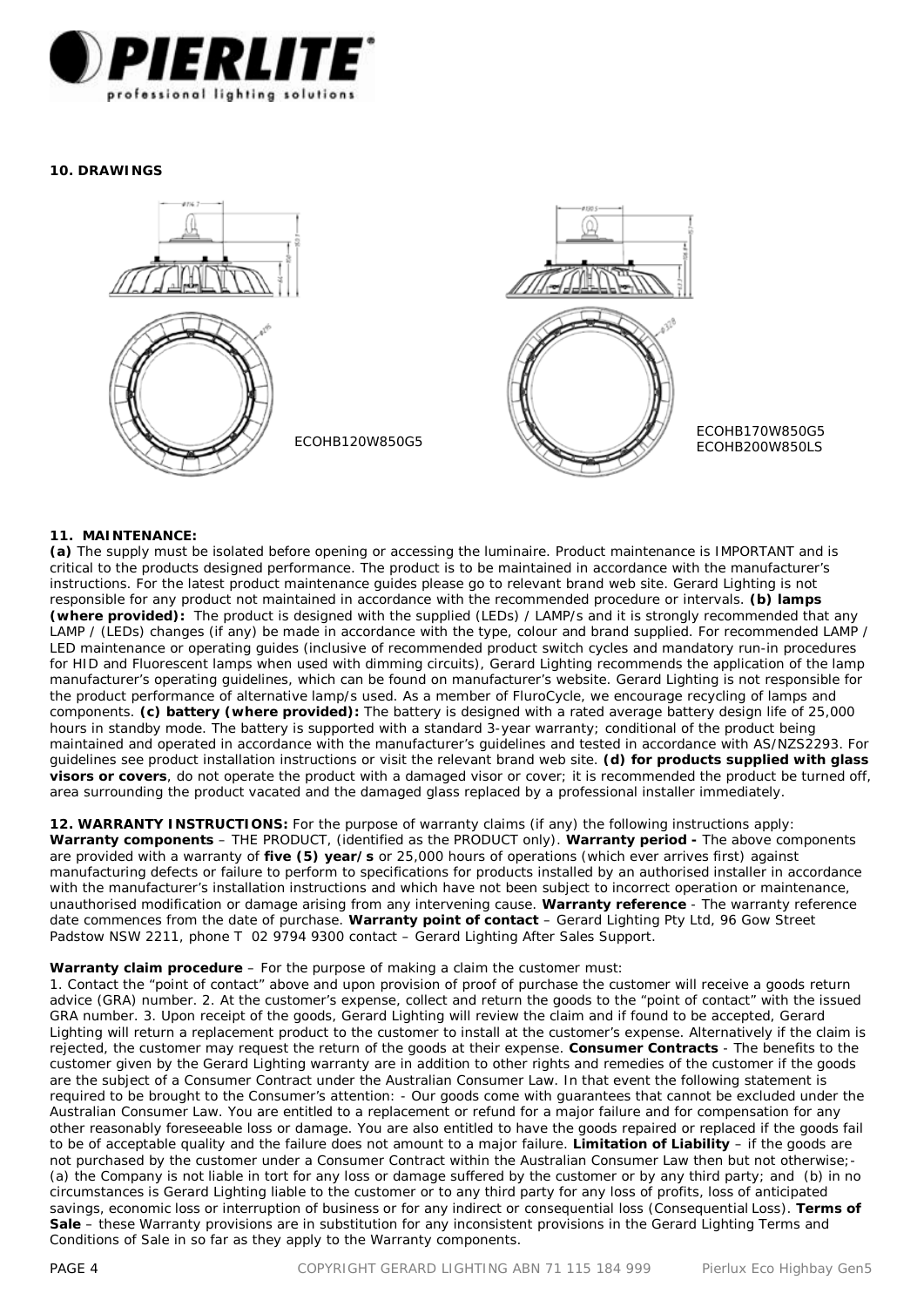## 10. DRAWINGS

ECOHB120W850G5

ECOHB170W850G5
ECOHB200W850LS

## 11. MAINTENANCE:

**(a)** The supply must be isolated before opening or accessing the luminaire. Product maintenance is IMPORTANT and is critical to the products designed performance. The product is to be maintained in accordance with the manufacturer's instructions. For the latest product maintenance guides please go to relevant brand web site. Gerard Lighting is not responsible for any product not maintained in accordance with the recommended procedure or intervals. **(b) lamps (where provided):** The product is designed with the supplied (LEDs) / LAMP/s and it is strongly recommended that any LAMP / (LEDs) changes (if any) be made in accordance with the type, colour and brand supplied. For recommended LAMP / LED maintenance or operating guides (inclusive of recommended product switch cycles and mandatory run-in procedures for HID and Fluorescent lamps when used with dimming circuits), Gerard Lighting recommends the application of the lamp manufacturer's operating guidelines, which can be found on manufacturer's website. Gerard Lighting is not responsible for the product performance of alternative lamp/s used. As a member of FluroCycle, we encourage recycling of lamps and components. **(c) battery (where provided):** The battery is designed with a rated average battery design life of 25,000 hours in standby mode. The battery is supported with a standard 3-year warranty; conditional of the product being maintained and operated in accordance with the manufacturer's guidelines and tested in accordance with AS/NZS2293. For guidelines see product installation instructions or visit the relevant brand web site. **(d) for products supplied with glass visors or covers**, do not operate the product with a damaged visor or cover; it is recommended the product be turned off, area surrounding the product vacated and the damaged glass replaced by a professional installer immediately.

**12. WARRANTY INSTRUCTIONS:** For the purpose of warranty claims (if any) the following instructions apply: **Warranty components** – THE PRODUCT, (identified as the PRODUCT only). **Warranty period -** The above components are provided with a warranty of **five (5) year/s** or 25,000 hours of operations (which ever arrives first) against manufacturing defects or failure to perform to specifications for products installed by an authorised installer in accordance with the manufacturer's installation instructions and which have not been subject to incorrect operation or maintenance, unauthorised modification or damage arising from any intervening cause. **Warranty reference** - The warranty reference date commences from the date of purchase. **Warranty point of contact** – Gerard Lighting Pty Ltd, 96 Gow Street Padstow NSW 2211, phone T 02 9794 9300 contact – Gerard Lighting After Sales Support.

**Warranty claim procedure** – For the purpose of making a claim the customer must:
1. Contact the "point of contact" above and upon provision of proof of purchase the customer will receive a goods return advice (GRA) number. 2. At the customer's expense, collect and return the goods to the "point of contact" with the issued GRA number. 3. Upon receipt of the goods, Gerard Lighting will review the claim and if found to be accepted, Gerard Lighting will return a replacement product to the customer to install at the customer's expense. Alternatively if the claim is rejected, the customer may request the return of the goods at their expense. **Consumer Contracts** - The benefits to the customer given by the Gerard Lighting warranty are in addition to other rights and remedies of the customer if the goods are the subject of a Consumer Contract under the Australian Consumer Law. In that event the following statement is required to be brought to the Consumer's attention: - Our goods come with guarantees that cannot be excluded under the Australian Consumer Law. You are entitled to a replacement or refund for a major failure and for compensation for any other reasonably foreseeable loss or damage. You are also entitled to have the goods repaired or replaced if the goods fail to be of acceptable quality and the failure does not amount to a major failure. **Limitation of Liability** – if the goods are not purchased by the customer under a Consumer Contract within the Australian Consumer Law then but not otherwise;- (a) the Company is not liable in tort for any loss or damage suffered by the customer or by any third party; and (b) in no circumstances is Gerard Lighting liable to the customer or to any third party for any loss of profits, loss of anticipated savings, economic loss or interruption of business or for any indirect or consequential loss (Consequential Loss). **Terms of Sale** – these Warranty provisions are in substitution for any inconsistent provisions in the Gerard Lighting Terms and Conditions of Sale in so far as they apply to the Warranty components.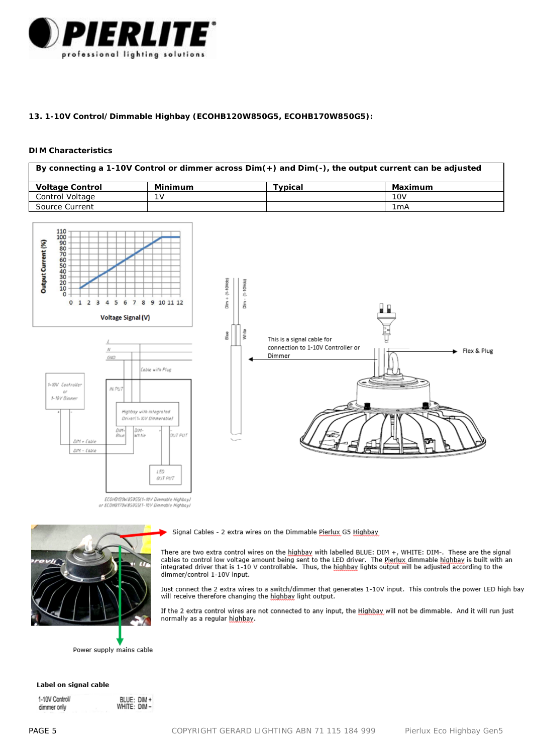## 13. 1-10V Control/ Dimmable Highbay (ECOHB120W850G5, ECOHB170W850G5):

**DIM Characteristics**

| By connecting a 1-10V Control or dimmer across Dim(+) and Dim(-), the output current can be adjusted | | | |
|---|---|---|---|
| **Voltage Control** | **Minimum** | **Typical** | **Maximum** |
| Control Voltage | 1V | | 10V |
| Source Current | | | 1mA |

Signal Cables - 2 extra wires on the Dimmable Pierlux G5 Highbay

There are two extra control wires on the highbay with labelled BLUE: DIM +, WHITE: DIM-. These are the signal cables to control low voltage amount being sent to the LED driver. The Pierlux dimmable highbay is built with an integrated driver that is 1-10 V controllable. Thus, the highbay lights output will be adjusted according to the dimmer/control 1-10V input.

Just connect the 2 extra wires to a switch/dimmer that generates 1-10V input. This controls the power LED high bay will receive therefore changing the highbay light output.

If the 2 extra control wires are not connected to any input, the Highbay will not be dimmable. And it will run just normally as a regular highbay.

Power supply mains cable

**Label on signal cable**

1-10V Control/ dimmer only — BLUE: DIM + WHITE: DIM –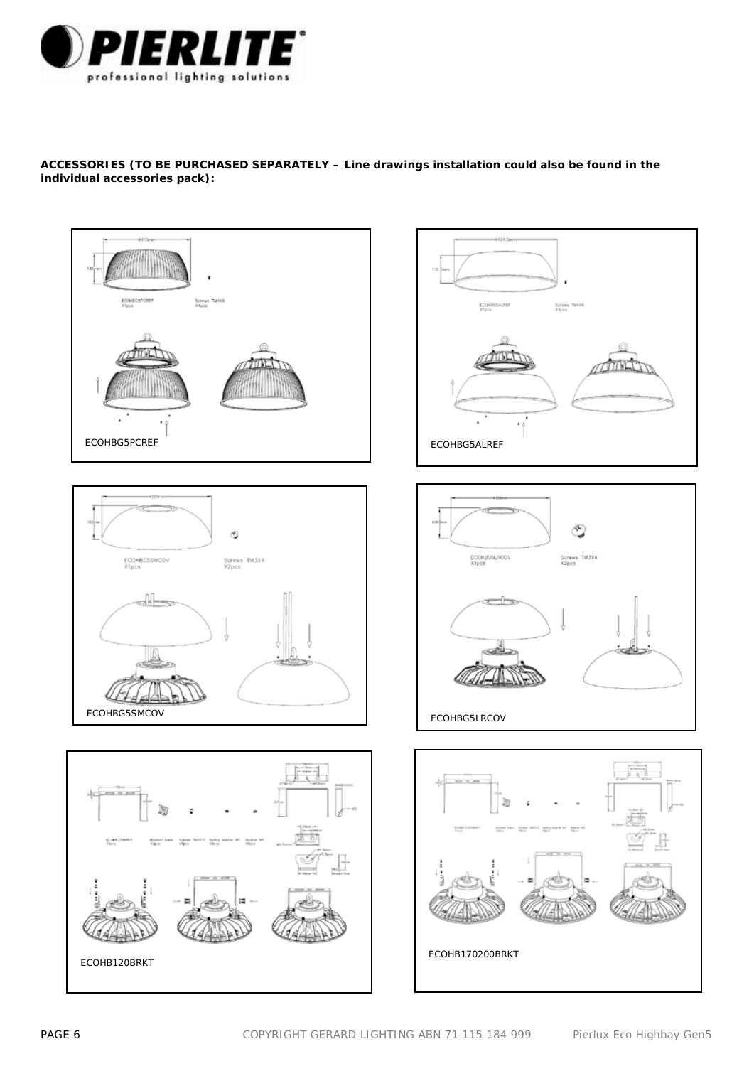**ACCESSORIES (TO BE PURCHASED SEPARATELY – Line drawings installation could also be found in the individual accessories pack):**

ECOHBG5PCREF

ECOHBG5ALREF

ECOHBG5SMCOV

ECOHBG5LRCOV

ECOHB120BRKT

ECOHB170200BRKT